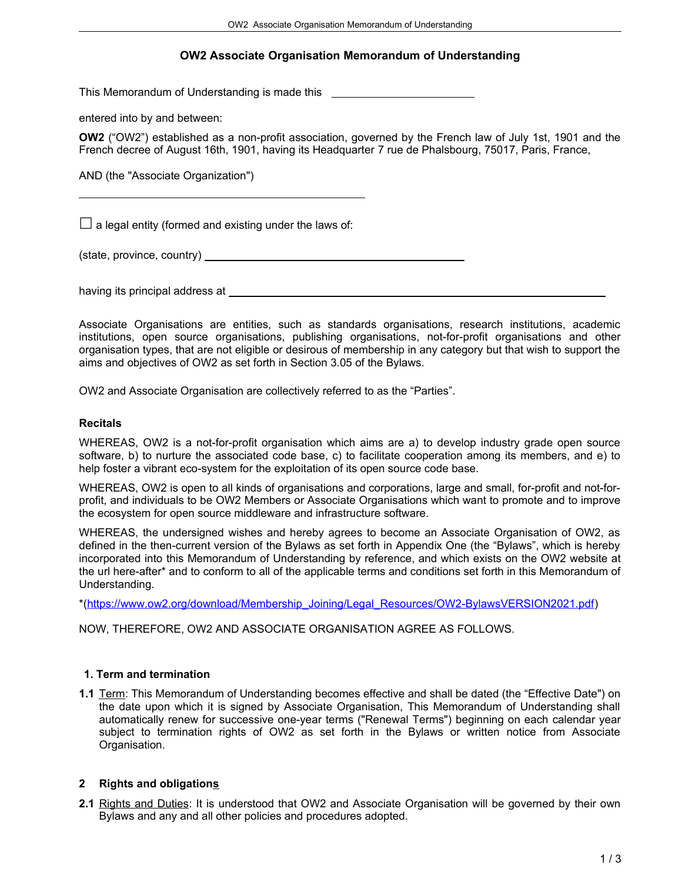# OW2 Associate Organisation Memorandum of Understanding

This Memorandum of Understanding is made this \_\_\_\_\_\_\_\_\_\_\_\_\_\_\_\_\_\_\_\_\_\_\_\_

entered into by and between:

**OW2** ("OW2") established as a non-profit association, governed by the French law of July 1st, 1901 and the French decree of August 16th, 1901, having its Headquarter 7 rue de Phalsbourg, 75017, Paris, France,

AND (the "Associate Organization")

\_\_\_\_\_\_\_\_\_\_\_\_\_\_\_\_\_\_\_\_\_\_\_\_\_\_\_\_\_\_\_\_\_\_\_\_\_\_\_\_\_\_\_\_\_\_\_\_

☐ a legal entity (formed and existing under the laws of:

(state, province, country) \_\_\_\_\_\_\_\_\_\_\_\_\_\_\_\_\_\_\_\_\_\_\_\_\_\_\_\_\_\_\_\_\_\_\_\_\_\_\_\_\_\_\_\_

having its principal address at \_\_\_\_\_\_\_\_\_\_\_\_\_\_\_\_\_\_\_\_\_\_\_\_\_\_\_\_\_\_\_\_\_\_\_\_\_\_\_\_\_\_\_\_\_\_\_\_\_\_\_\_\_\_\_\_\_\_\_\_\_\_\_\_

Associate Organisations are entities, such as standards organisations, research institutions, academic institutions, open source organisations, publishing organisations, not-for-profit organisations and other organisation types, that are not eligible or desirous of membership in any category but that wish to support the aims and objectives of OW2 as set forth in Section 3.05 of the Bylaws.

OW2 and Associate Organisation are collectively referred to as the "Parties".

**Recitals**

WHEREAS, OW2 is a not-for-profit organisation which aims are a) to develop industry grade open source software, b) to nurture the associated code base, c) to facilitate cooperation among its members, and e) to help foster a vibrant eco-system for the exploitation of its open source code base.

WHEREAS, OW2 is open to all kinds of organisations and corporations, large and small, for-profit and not-for-profit, and individuals to be OW2 Members or Associate Organisations which want to promote and to improve the ecosystem for open source middleware and infrastructure software.

WHEREAS, the undersigned wishes and hereby agrees to become an Associate Organisation of OW2, as defined in the then-current version of the Bylaws as set forth in Appendix One (the "Bylaws", which is hereby incorporated into this Memorandum of Understanding by reference, and which exists on the OW2 website at the url here-after* and to conform to all of the applicable terms and conditions set forth in this Memorandum of Understanding.

*(https://www.ow2.org/download/Membership_Joining/Legal_Resources/OW2-BylawsVERSION2021.pdf)

NOW, THEREFORE, OW2 AND ASSOCIATE ORGANISATION AGREE AS FOLLOWS.

### 1. Term and termination

**1.1** Term: This Memorandum of Understanding becomes effective and shall be dated (the "Effective Date") on the date upon which it is signed by Associate Organisation, This Memorandum of Understanding shall automatically renew for successive one-year terms ("Renewal Terms") beginning on each calendar year subject to termination rights of OW2 as set forth in the Bylaws or written notice from Associate Organisation.

### 2 Rights and obligations

**2.1** Rights and Duties: It is understood that OW2 and Associate Organisation will be governed by their own Bylaws and any and all other policies and procedures adopted.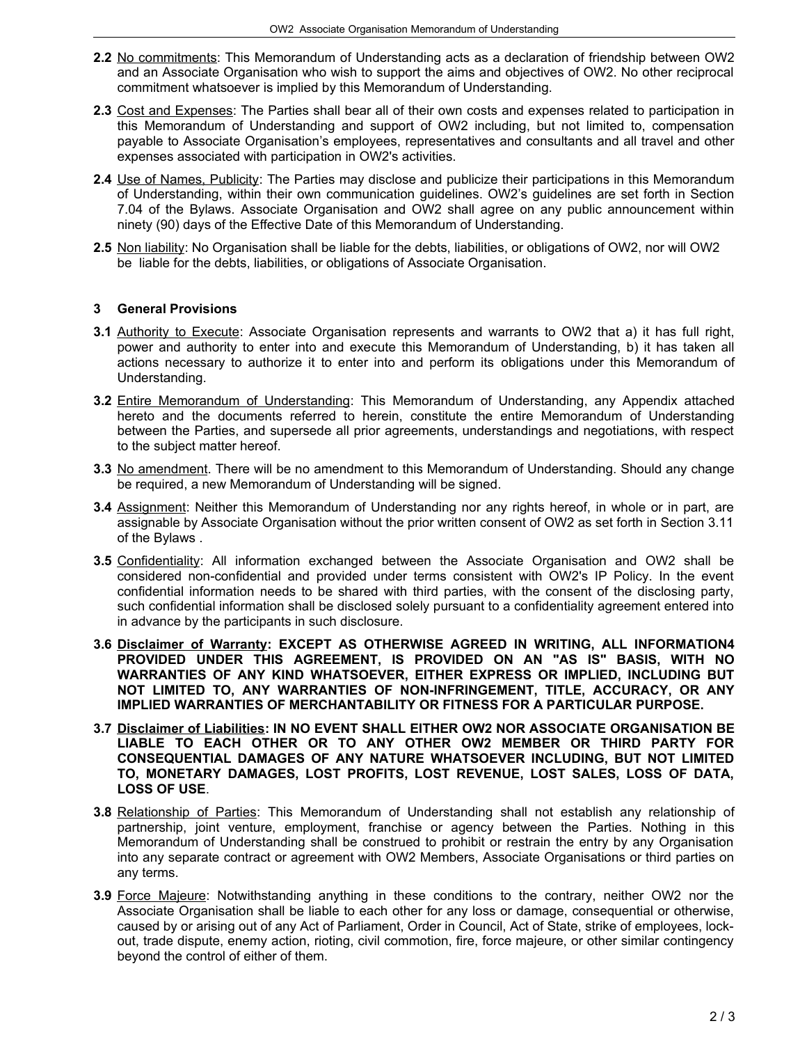**2.2** No commitments: This Memorandum of Understanding acts as a declaration of friendship between OW2 and an Associate Organisation who wish to support the aims and objectives of OW2. No other reciprocal commitment whatsoever is implied by this Memorandum of Understanding.

**2.3** Cost and Expenses: The Parties shall bear all of their own costs and expenses related to participation in this Memorandum of Understanding and support of OW2 including, but not limited to, compensation payable to Associate Organisation's employees, representatives and consultants and all travel and other expenses associated with participation in OW2's activities.

**2.4** Use of Names, Publicity: The Parties may disclose and publicize their participations in this Memorandum of Understanding, within their own communication guidelines. OW2's guidelines are set forth in Section 7.04 of the Bylaws. Associate Organisation and OW2 shall agree on any public announcement within ninety (90) days of the Effective Date of this Memorandum of Understanding.

**2.5** Non liability: No Organisation shall be liable for the debts, liabilities, or obligations of OW2, nor will OW2 be liable for the debts, liabilities, or obligations of Associate Organisation.

## 3 General Provisions

**3.1** Authority to Execute: Associate Organisation represents and warrants to OW2 that a) it has full right, power and authority to enter into and execute this Memorandum of Understanding, b) it has taken all actions necessary to authorize it to enter into and perform its obligations under this Memorandum of Understanding.

**3.2** Entire Memorandum of Understanding: This Memorandum of Understanding, any Appendix attached hereto and the documents referred to herein, constitute the entire Memorandum of Understanding between the Parties, and supersede all prior agreements, understandings and negotiations, with respect to the subject matter hereof.

**3.3** No amendment. There will be no amendment to this Memorandum of Understanding. Should any change be required, a new Memorandum of Understanding will be signed.

**3.4** Assignment: Neither this Memorandum of Understanding nor any rights hereof, in whole or in part, are assignable by Associate Organisation without the prior written consent of OW2 as set forth in Section 3.11 of the Bylaws .

**3.5** Confidentiality: All information exchanged between the Associate Organisation and OW2 shall be considered non-confidential and provided under terms consistent with OW2's IP Policy. In the event confidential information needs to be shared with third parties, with the consent of the disclosing party, such confidential information shall be disclosed solely pursuant to a confidentiality agreement entered into in advance by the participants in such disclosure.

**3.6 Disclaimer of Warranty: EXCEPT AS OTHERWISE AGREED IN WRITING, ALL INFORMATION4 PROVIDED UNDER THIS AGREEMENT, IS PROVIDED ON AN "AS IS" BASIS, WITH NO WARRANTIES OF ANY KIND WHATSOEVER, EITHER EXPRESS OR IMPLIED, INCLUDING BUT NOT LIMITED TO, ANY WARRANTIES OF NON-INFRINGEMENT, TITLE, ACCURACY, OR ANY IMPLIED WARRANTIES OF MERCHANTABILITY OR FITNESS FOR A PARTICULAR PURPOSE.**

**3.7 Disclaimer of Liabilities: IN NO EVENT SHALL EITHER OW2 NOR ASSOCIATE ORGANISATION BE LIABLE TO EACH OTHER OR TO ANY OTHER OW2 MEMBER OR THIRD PARTY FOR CONSEQUENTIAL DAMAGES OF ANY NATURE WHATSOEVER INCLUDING, BUT NOT LIMITED TO, MONETARY DAMAGES, LOST PROFITS, LOST REVENUE, LOST SALES, LOSS OF DATA, LOSS OF USE**.

**3.8** Relationship of Parties: This Memorandum of Understanding shall not establish any relationship of partnership, joint venture, employment, franchise or agency between the Parties. Nothing in this Memorandum of Understanding shall be construed to prohibit or restrain the entry by any Organisation into any separate contract or agreement with OW2 Members, Associate Organisations or third parties on any terms.

**3.9** Force Majeure: Notwithstanding anything in these conditions to the contrary, neither OW2 nor the Associate Organisation shall be liable to each other for any loss or damage, consequential or otherwise, caused by or arising out of any Act of Parliament, Order in Council, Act of State, strike of employees, lock-out, trade dispute, enemy action, rioting, civil commotion, fire, force majeure, or other similar contingency beyond the control of either of them.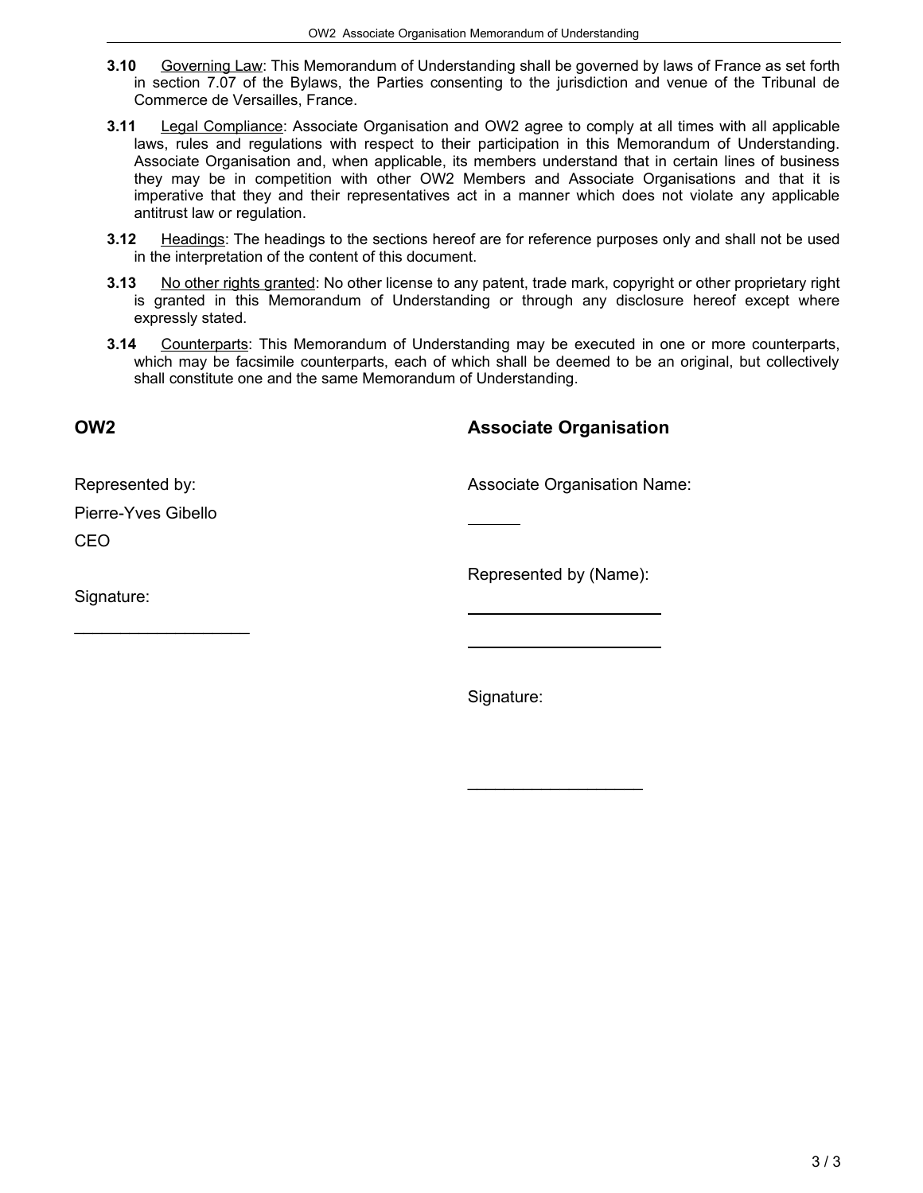**3.10** Governing Law: This Memorandum of Understanding shall be governed by laws of France as set forth in section 7.07 of the Bylaws, the Parties consenting to the jurisdiction and venue of the Tribunal de Commerce de Versailles, France.

**3.11** Legal Compliance: Associate Organisation and OW2 agree to comply at all times with all applicable laws, rules and regulations with respect to their participation in this Memorandum of Understanding. Associate Organisation and, when applicable, its members understand that in certain lines of business they may be in competition with other OW2 Members and Associate Organisations and that it is imperative that they and their representatives act in a manner which does not violate any applicable antitrust law or regulation.

**3.12** Headings: The headings to the sections hereof are for reference purposes only and shall not be used in the interpretation of the content of this document.

**3.13** No other rights granted: No other license to any patent, trade mark, copyright or other proprietary right is granted in this Memorandum of Understanding or through any disclosure hereof except where expressly stated.

**3.14** Counterparts: This Memorandum of Understanding may be executed in one or more counterparts, which may be facsimile counterparts, each of which shall be deemed to be an original, but collectively shall constitute one and the same Memorandum of Understanding.

| **OW2** | **Associate Organisation** |
| --- | --- |
| Represented by: | Associate Organisation Name: |
| Pierre-Yves Gibello | ______ |
| CEO | |
| | Represented by (Name): |
| Signature: | ______________________ |
| ___________________ | ______________________ |
| | Signature: |
| | ___________________ |